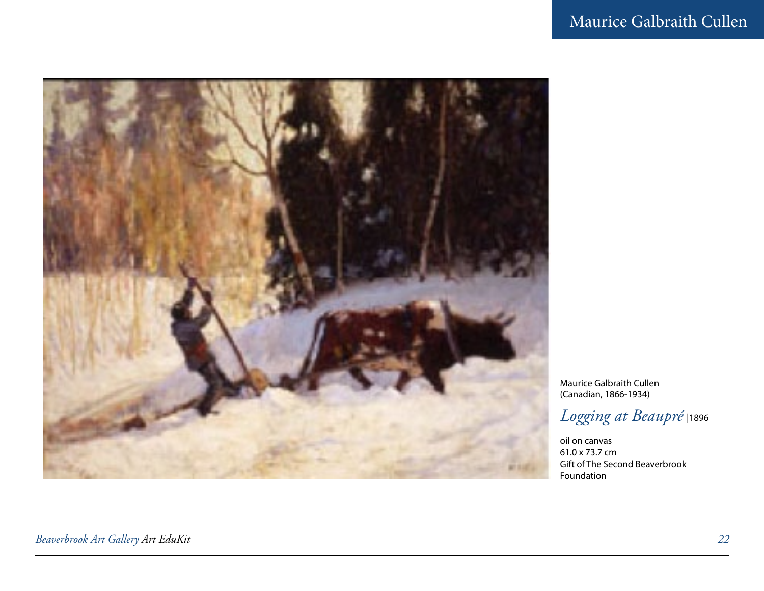# Maurice Galbraith Cullen

Maurice Galbraith Cullen
(Canadian, 1866-1934)

*Logging at Beaupré* |1896

oil on canvas
61.0 x 73.7 cm
Gift of The Second Beaverbrook Foundation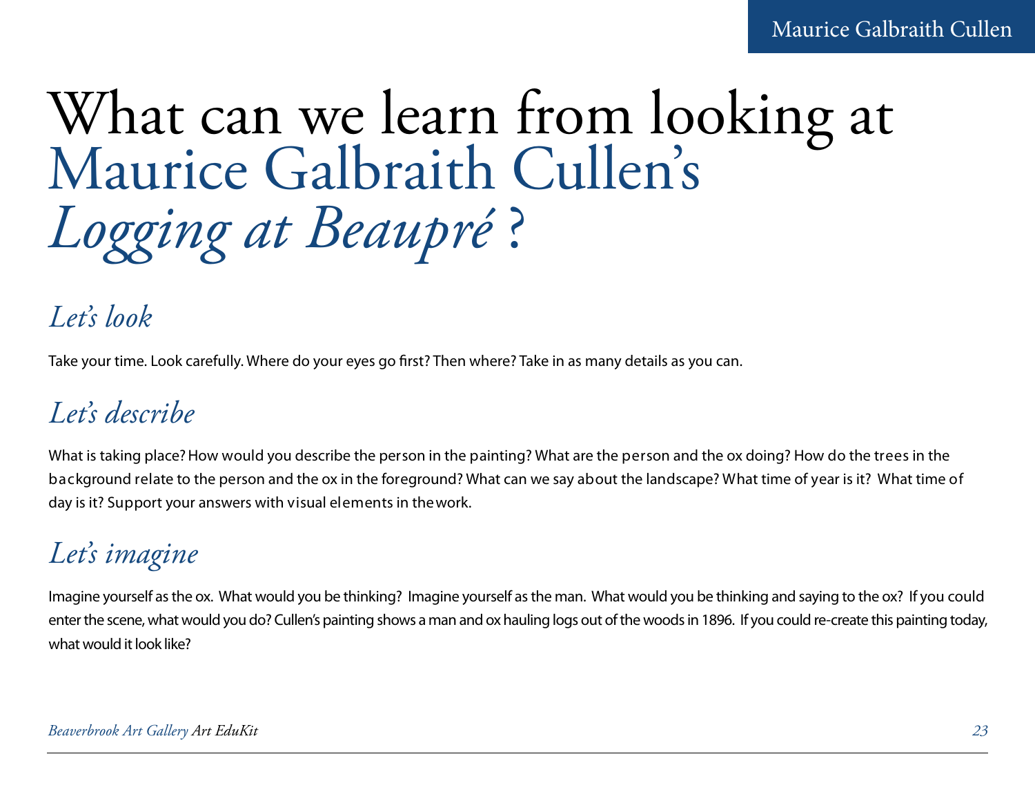# What can we learn from looking at Maurice Galbraith Cullen's *Logging at Beaupré* ?

## *Let's look*

Take your time. Look carefully. Where do your eyes go first? Then where? Take in as many details as you can.

## *Let's describe*

What is taking place? How would you describe the person in the painting? What are the person and the ox doing? How do the trees in the background relate to the person and the ox in the foreground? What can we say about the landscape? What time of year is it? What time of day is it? Support your answers with visual elements in the work.

## *Let's imagine*

Imagine yourself as the ox. What would you be thinking? Imagine yourself as the man. What would you be thinking and saying to the ox? If you could enter the scene, what would you do? Cullen's painting shows a man and ox hauling logs out of the woods in 1896. If you could re-create this painting today, what would it look like?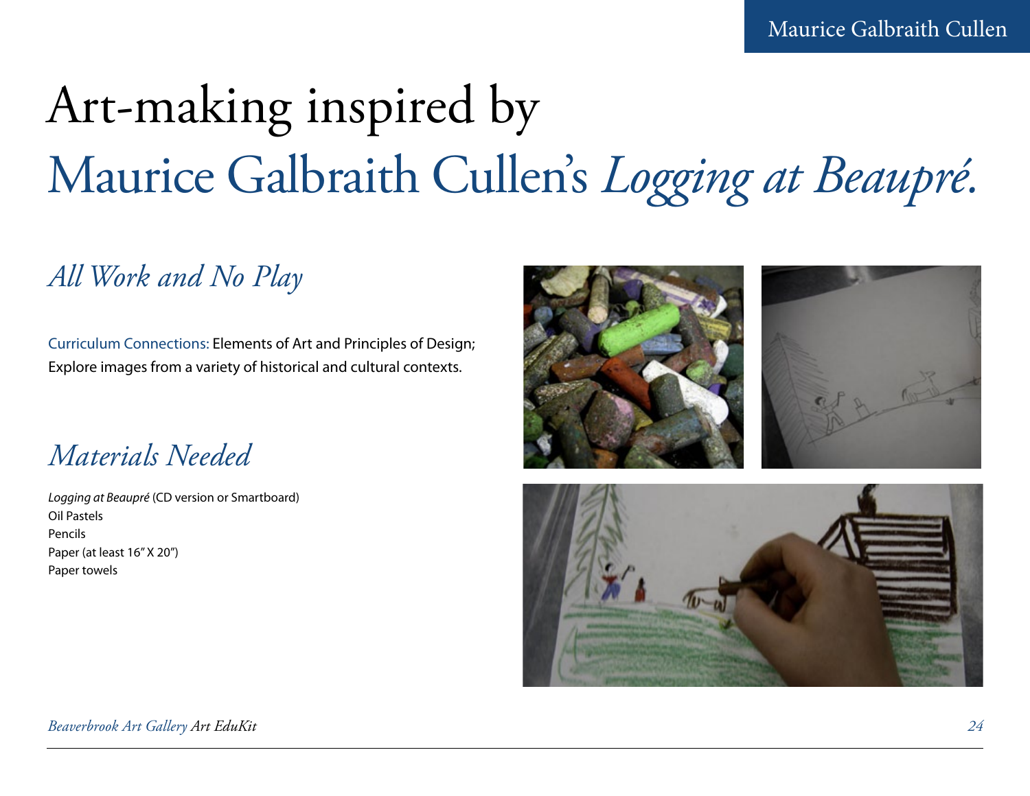# Art-making inspired by Maurice Galbraith Cullen's *Logging at Beaupré.*

## *All Work and No Play*

Curriculum Connections: Elements of Art and Principles of Design; Explore images from a variety of historical and cultural contexts.

## *Materials Needed*

*Logging at Beaupré* (CD version or Smartboard)
Oil Pastels
Pencils
Paper (at least 16" X 20")
Paper towels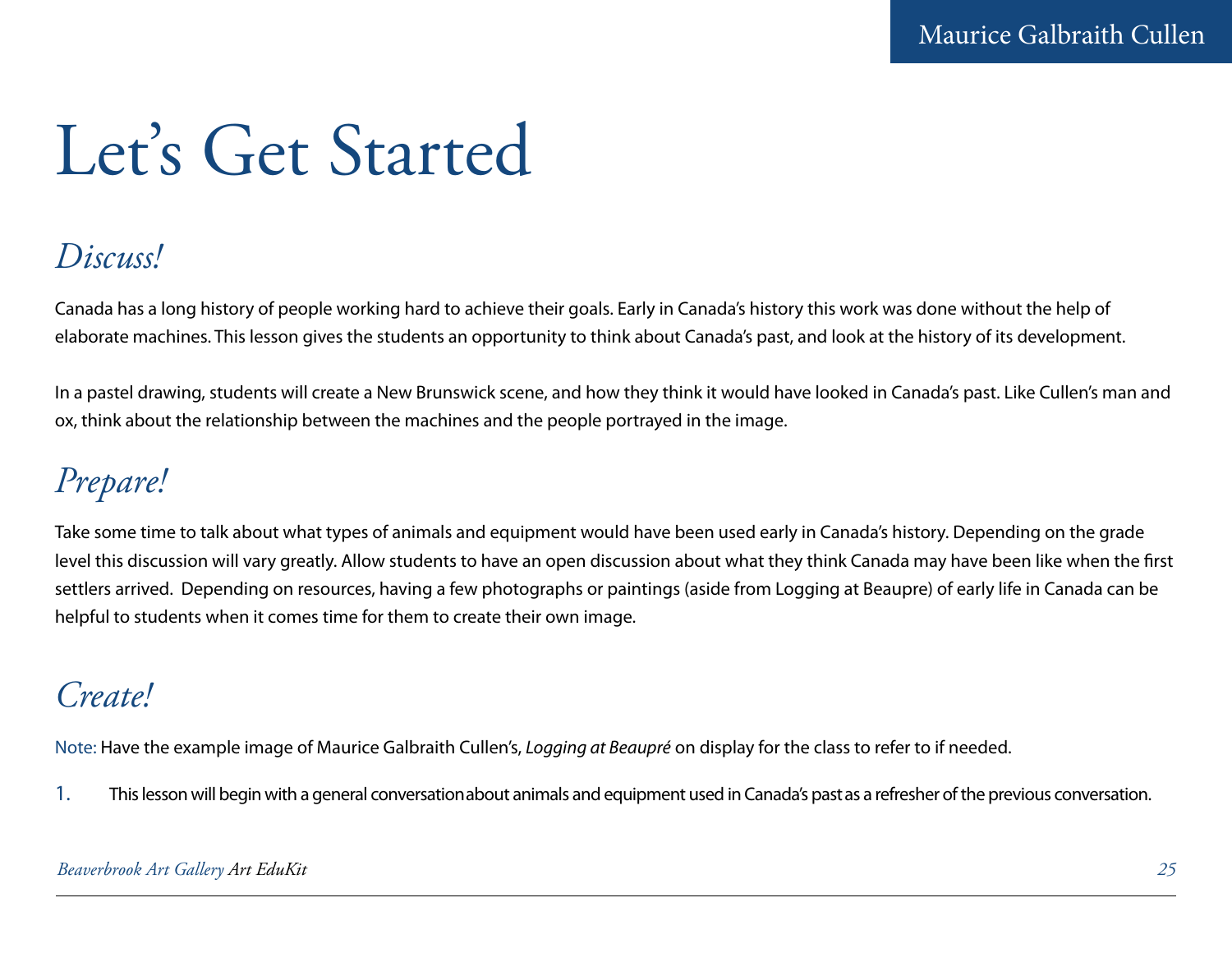# Let's Get Started

## *Discuss!*

Canada has a long history of people working hard to achieve their goals. Early in Canada's history this work was done without the help of elaborate machines. This lesson gives the students an opportunity to think about Canada's past, and look at the history of its development.

In a pastel drawing, students will create a New Brunswick scene, and how they think it would have looked in Canada's past. Like Cullen's man and ox, think about the relationship between the machines and the people portrayed in the image.

## *Prepare!*

Take some time to talk about what types of animals and equipment would have been used early in Canada's history. Depending on the grade level this discussion will vary greatly. Allow students to have an open discussion about what they think Canada may have been like when the first settlers arrived. Depending on resources, having a few photographs or paintings (aside from Logging at Beaupre) of early life in Canada can be helpful to students when it comes time for them to create their own image.

## *Create!*

Note: Have the example image of Maurice Galbraith Cullen's, *Logging at Beaupré* on display for the class to refer to if needed.

1. This lesson will begin with a general conversation about animals and equipment used in Canada's past as a refresher of the previous conversation.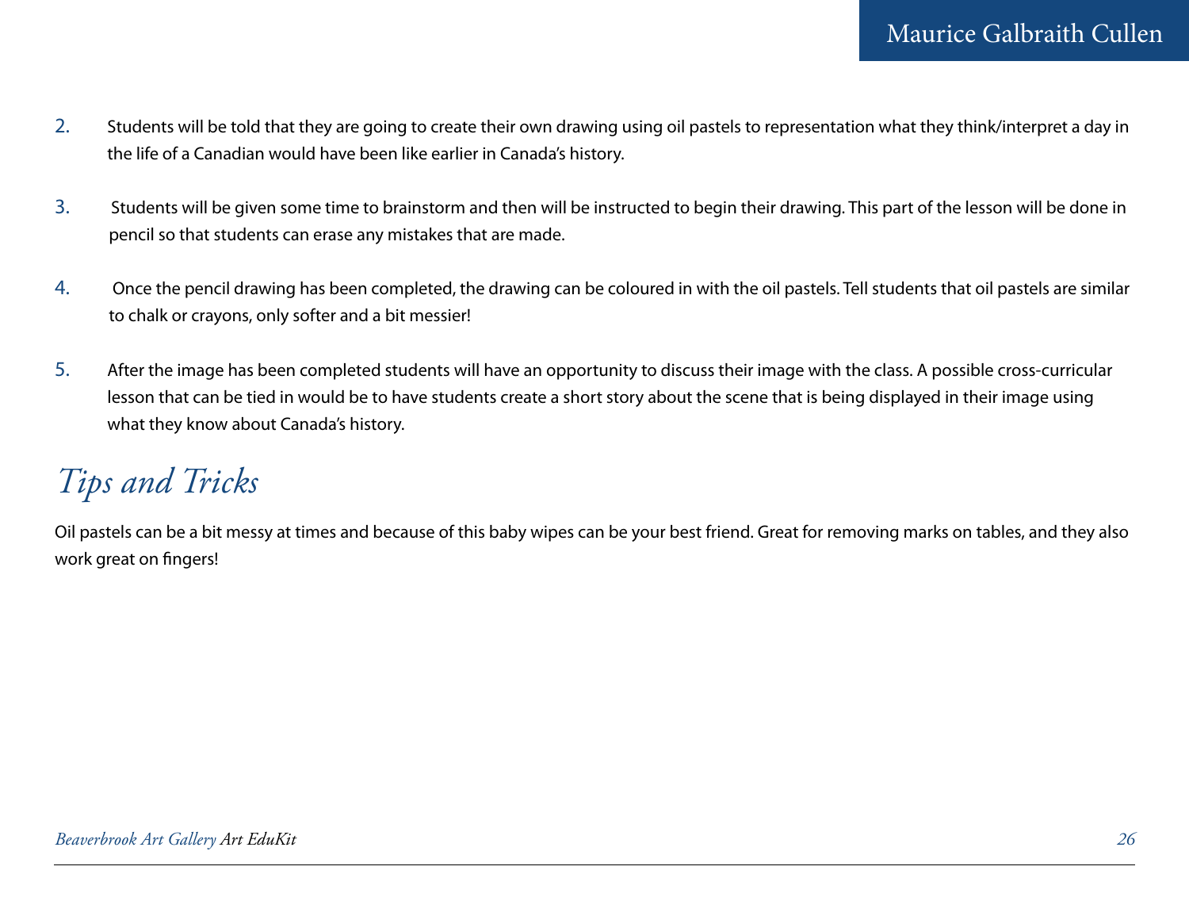2. Students will be told that they are going to create their own drawing using oil pastels to representation what they think/interpret a day in the life of a Canadian would have been like earlier in Canada's history.

3. Students will be given some time to brainstorm and then will be instructed to begin their drawing. This part of the lesson will be done in pencil so that students can erase any mistakes that are made.

4. Once the pencil drawing has been completed, the drawing can be coloured in with the oil pastels. Tell students that oil pastels are similar to chalk or crayons, only softer and a bit messier!

5. After the image has been completed students will have an opportunity to discuss their image with the class. A possible cross-curricular lesson that can be tied in would be to have students create a short story about the scene that is being displayed in their image using what they know about Canada's history.

## *Tips and Tricks*

Oil pastels can be a bit messy at times and because of this baby wipes can be your best friend. Great for removing marks on tables, and they also work great on fingers!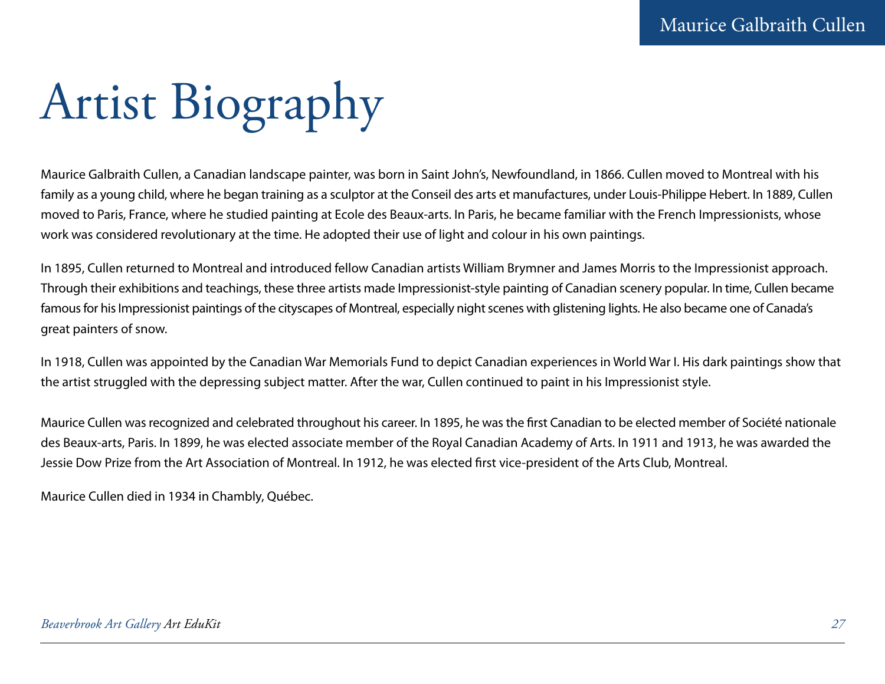# Artist Biography

Maurice Galbraith Cullen, a Canadian landscape painter, was born in Saint John's, Newfoundland, in 1866. Cullen moved to Montreal with his family as a young child, where he began training as a sculptor at the Conseil des arts et manufactures, under Louis-Philippe Hebert. In 1889, Cullen moved to Paris, France, where he studied painting at Ecole des Beaux-arts. In Paris, he became familiar with the French Impressionists, whose work was considered revolutionary at the time. He adopted their use of light and colour in his own paintings.

In 1895, Cullen returned to Montreal and introduced fellow Canadian artists William Brymner and James Morris to the Impressionist approach. Through their exhibitions and teachings, these three artists made Impressionist-style painting of Canadian scenery popular. In time, Cullen became famous for his Impressionist paintings of the cityscapes of Montreal, especially night scenes with glistening lights. He also became one of Canada's great painters of snow.

In 1918, Cullen was appointed by the Canadian War Memorials Fund to depict Canadian experiences in World War I. His dark paintings show that the artist struggled with the depressing subject matter. After the war, Cullen continued to paint in his Impressionist style.

Maurice Cullen was recognized and celebrated throughout his career. In 1895, he was the first Canadian to be elected member of Société nationale des Beaux-arts, Paris. In 1899, he was elected associate member of the Royal Canadian Academy of Arts. In 1911 and 1913, he was awarded the Jessie Dow Prize from the Art Association of Montreal. In 1912, he was elected first vice-president of the Arts Club, Montreal.

Maurice Cullen died in 1934 in Chambly, Québec.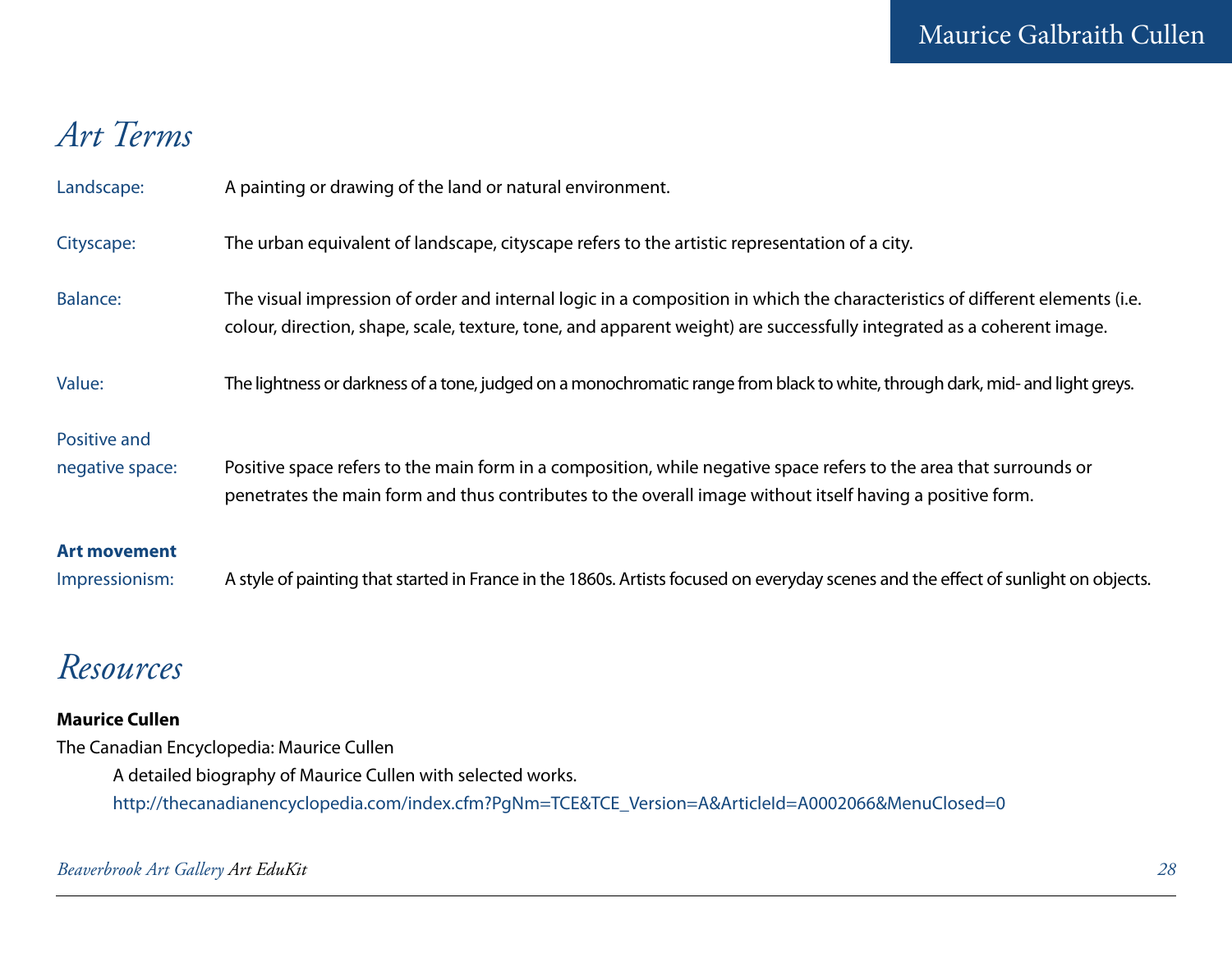# Art Terms

**Landscape:** A painting or drawing of the land or natural environment.

**Cityscape:** The urban equivalent of landscape, cityscape refers to the artistic representation of a city.

**Balance:** The visual impression of order and internal logic in a composition in which the characteristics of different elements (i.e. colour, direction, shape, scale, texture, tone, and apparent weight) are successfully integrated as a coherent image.

**Value:** The lightness or darkness of a tone, judged on a monochromatic range from black to white, through dark, mid- and light greys.

**Positive and negative space:** Positive space refers to the main form in a composition, while negative space refers to the area that surrounds or penetrates the main form and thus contributes to the overall image without itself having a positive form.

**Art movement**

**Impressionism:** A style of painting that started in France in the 1860s. Artists focused on everyday scenes and the effect of sunlight on objects.

# Resources

**Maurice Cullen**

The Canadian Encyclopedia: Maurice Cullen

A detailed biography of Maurice Cullen with selected works.

http://thecanadianencyclopedia.com/index.cfm?PgNm=TCE&TCE_Version=A&ArticleId=A0002066&MenuClosed=0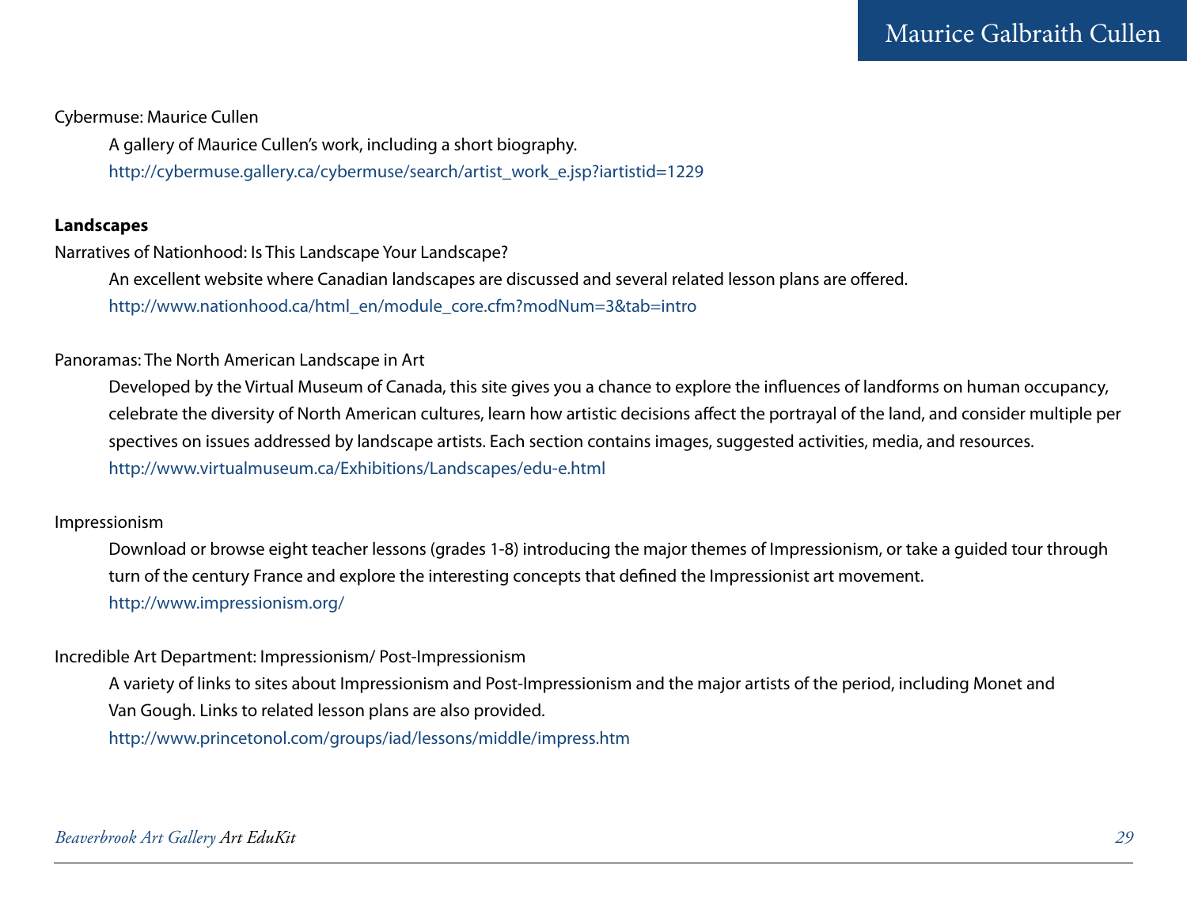Cybermuse: Maurice Cullen

A gallery of Maurice Cullen's work, including a short biography.

http://cybermuse.gallery.ca/cybermuse/search/artist_work_e.jsp?iartistid=1229

**Landscapes**

Narratives of Nationhood: Is This Landscape Your Landscape?

An excellent website where Canadian landscapes are discussed and several related lesson plans are offered.

http://www.nationhood.ca/html_en/module_core.cfm?modNum=3&tab=intro

Panoramas: The North American Landscape in Art

Developed by the Virtual Museum of Canada, this site gives you a chance to explore the influences of landforms on human occupancy, celebrate the diversity of North American cultures, learn how artistic decisions affect the portrayal of the land, and consider multiple per spectives on issues addressed by landscape artists. Each section contains images, suggested activities, media, and resources.

http://www.virtualmuseum.ca/Exhibitions/Landscapes/edu-e.html

Impressionism

Download or browse eight teacher lessons (grades 1-8) introducing the major themes of Impressionism, or take a guided tour through turn of the century France and explore the interesting concepts that defined the Impressionist art movement.

http://www.impressionism.org/

Incredible Art Department: Impressionism/ Post-Impressionism

A variety of links to sites about Impressionism and Post-Impressionism and the major artists of the period, including Monet and Van Gough. Links to related lesson plans are also provided.

http://www.princetonol.com/groups/iad/lessons/middle/impress.htm